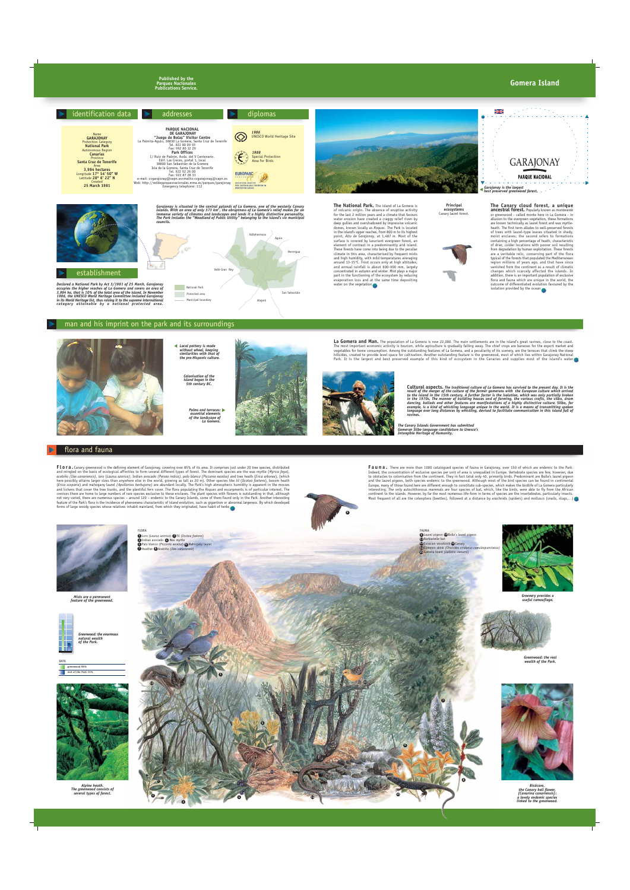Published by the Parques Nacionales Publications Service.

# Gomera Island

## identification data

Name
**GARAJONAY**
Protection Category
**National Park**
Autonomous Region
**Canarias**
Province
**Santa Cruz de Tenerife**
Area
**3,984 hectares**
Longitude **17° 14' 50" W**
Latitude **28° 6' 22" N**
Created
**25 March 1981**

## addresses

**PARQUE NACIONAL DE GARAJONAY**
**"Juego de Bolas" Visitor Centre**
La Palmita-Agulo, 38830 La Gomera, Santa Cruz de Tenerife
Tel. 922 80 09 93
Fax: 992 80 12 29
**Park Offices**
C/ Ruiz de Padrón, Avda. del V Centenario.
Edif. Las Creces, portal 1, local
38800 San Sebastián de la Gomera
Isla de la Gomera, Santa Cruz de Tenerife
Tel. 922 92 26 00
Fax: 922 87 28 33
e-mail: cvgarajonay@oapn.es-mailto:cvgarajonay@oapn.es
Web: http://reddeparquesnacionales.mma.es/parques/garajonay
Emergency telephone: 112

## diplomas

*1986* UNESCO World Heritage Site

*1988* Special Protection Area for Birds

EUROPARC — European Charter for Sustainable Tourism in Protected Areas

**GARAJONAY**
**PARQUE NACIONAL**

*Garajonay is the largest best preserved greenwood forest.*

## establishment

*Declared a National Park by Act 3/1981 of 25 March, Garajonay occupies the higher reaches of La Gomera and covers an area of 3,984 ha, that is 10% of the total area of the island. In November 1986, the UNESCO World Heritage Committee included Garajonay in its World Heritage list, thus raising it to the supreme international category attainable by a national protected area.*

*Garajonay is situated in the central uplands of La Gomera, one of the westerly Canary Islands. With an area of only 373 km², the abruptness of La Gomera's relief makes for an immense variety of climates and landscapes and lends it a highly distinctive personality. The Park includes the "Woodland of Public Utility" belonging to the island's six municipal councils.*

Vallehermoso · Agulo · Hermigua · Valle Gran Rey · San Sebastián · Alajeró

National Park
Protected area
Municipal boundary

**The National Park.** The island of La Gomera is of volcanic origin. The absence of eruptive activity for the last 2 million years and a climate that favours water erosion have created a craggy relief riven by deep gullies and overshadowed by impressive volcanic domes, known locally as *Roques*. The Park is located in the island's upper reaches, from 800 m to its highest point, *Alto de Garajonay*, at 1,487 m. Most of the surface is covered by luxuriant evergreen forest, an element of contrast in a predominantly arid island. These forests have come into being due to the peculiar climate in this area, characterised by frequent mists and high humidity, with mild temperatures averaging around 13-15°C. Frost occurs only at high altitudes, and annual rainfall is about 600-900 mm, largely concentrated in autumn and winter. Mist plays a major part in the functioning of the ecosystem by reducing evaporation loss and at the same time depositing water on the vegetation.

**Principal ecosystems**
Canary laurel forest.

**The Canary cloud forest, a unique ancestral forest.** Popularly known as *monteverde* or greenwood - called monte here in La Gomera - in allusion to the evergreen vegetation, these formations are known technically as laurel forest and wax myrtle-heath. The first term alludes to well-preserved forests of trees with laurel-type leaves situated in shady, moist enclaves; the second refers to formations containing a high proportion of heath, characteristic of drier, colder locations with poorer soil resulting from degradation by human exploitation. These forests are a veritable relic, consisting part of the flora typical of the forests that populated the Mediterranean region millions of years ago, and that have since vanished from the continent as a result of climatic changes which scarcely affected the islands. In addition, there is an important population of exclusive flora and fauna which are unique in the world, the outcome of differentiated evolution favoured by the isolation provided by the ocean.

## man and his imprint on the park and its surroundings

*Local pottery is made without wheel, keeping similarities with that of the pre-Hispanic culture.*

*Colonisation of the island began in the 5th century BC.*

*Palms and terraces: essential elements of the landscape of La Gomera.*

**La Gomera and Man.** The population of La Gomera is now 22,000. The main settlements are in the island's great ravines, close to the coast. The most important economic activity is tourism, while agriculture is gradually falling away. The chief crops are bananas for the export market and vegetables for home consumption. Among the outstanding features of La Gomera, and a peculiarity of its scenery, are the terraces that climb the steep hillsides, created to provide level space for cultivation. Another outstanding feature is the greenwood, most of which lies within Garajonay National Park. It is the largest and best preserved example of this kind of ecosystem in the Canaries and supplies most of the island's water.

**Cultural aspects.** *The traditional culture of La Gomera has survived to the present day. It is the result of the merger of the culture of the former gomerans with the European culture which arrived to the island in the 15th century. A further factor is the isolation, which was only partially broken in the 1970s. The manner of building houses and of farming, the various crafts, the silbo, drum dancing, ballads and other features are manifestations of a highly distinctive culture. Silbo, for example, is a kind of whistling language unique in the world. It is a means of transmitting spoken language over long distances by whistling, devised to facilitate communication in this island full of ravines.*

*The Canary Islands Government has submitted Gomeran Silbo language candidature to Unesco's Intangible Heritage of Humanity.*

## flora and fauna

**Flora.** Canary greenwood is the defining element of Garajonay, covering over 85% of its area. It comprises just under 20 tree species, distributed and mingled on the basis of ecological affinities to form several different types of forest. The dominant species are the wax myrtle (*Myrica faya*), *acebiño* (*Ilex canariensis*), *loro* (*Laurus azorica*). Indian avocado (*Persea indica*), *palo blanco* (*Picconia excelsa*) and tree heath (*Erica arborea*), which here possibly attains larger sizes than anywhere else in the world, growing as tall as 20 m). Other species like *til* (*Ocotea foetens*), besom heath (*Erica scoparia*) and mahogany laurel (*Apollonias barbujana*) are abundant locally. The Park's high atmospheric humidity is apparent in the mosses and lichens that cover the tree trunks, and the plentiful fern cover. The flora populating the *Roques* and escarpments is of particular interest. The crevices there are home to large numbers of rare species exclusive to these enclaves. The plant species with flowers is outstanding in that, although not very varied, there are numerous species – around 120 – endemic to the Canary Islands, some of them found only in the Park. Another interesting feature of the Park's flora is the incidence of phenomena characteristic of island evolution, such as gigantism or abnormal largeness. By which developed forms of large woody species whose relatives inhabit mainland, from which they originated, have habit of herbs.

**Fauna.** There are more than 1000 catalogued species of fauna in Garajonay, over 150 of which are endemic to the Park. Indeed, the concentration of exclusive species per unit of area is unequalled in Europe. Vertebrate species are few, however, due to obstacles to colonisation from the continent. They in fact total only 40, primarily birds. Predominant are Bolle's laurel pigeon and the laurel pigeon, both species endemic to the greenwood. Although most of the bird species can be found in continental Europe, many of those found here are different enough to constitute sub-species, which makes the birdlife of La Gomera particularly interesting. The only autochthonous mammals are four species of bat, which, like the birds, were able to fly from the African continent to the islands. However, by far the most numerous life-form in terms of species are the invertebrates, particularly insects. Most frequent of all are the coleoptera (beetles), followed at a distance by arachnids (spiders) and molluscs (snails, slugs,...)

*Mists are a permanent feature of the greenwood.*

*Greenwood: the enormous natural wealth of the Park.*

DATA
greenwood 85%
rest of the Park 15%

*Alpine heath. The greenwood consists of several types of forest.*

FLORA
1 Loro (*Laurus azorica*) 2 Til (*Ocotea foetens*)
3 Indian avocado 4 Wax myrtle
5 Palo blanco (*Picconia excelsa*) 6 Mahogany laurel
7 Heather 8 Acebiño (*Ilex canariensis*)

FAUNA
9 Laurel pigeon 10 Bolle's laurel pigeon
11 Barbastelle bat
12 Eurasian woodcock 13 Canary
14 Gomeran skink (*Chalcides viridanus coeruleopunctatus*)
15 Gomera lizard (*Gallotia caesaris*)

*Greenery provides a useful camouflage.*

*Greenwood: the real wealth of the Park.*

*Bicácaro, the Canary bell flower, (Canarina canariensis): a lovely endemic species linked to the greenwood.*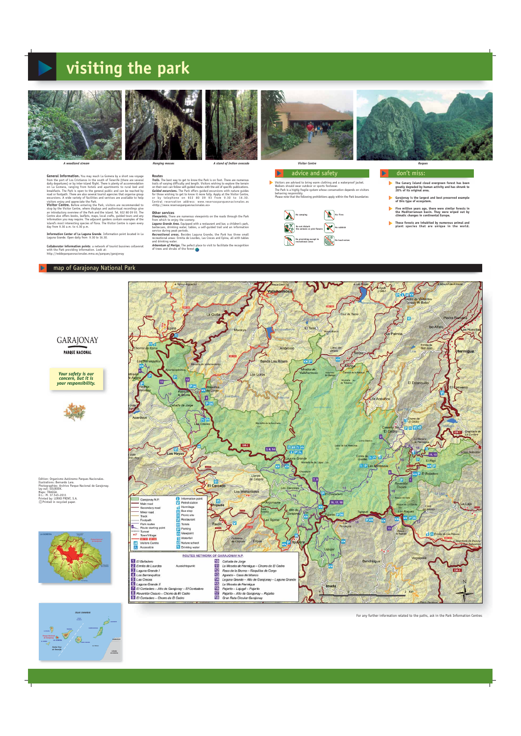# visiting the park

*A woodland stream*

*Hanging mosses*

*A stand of Indian avocado*

*Visitor Centre*

*Roques*

**General Information.** You may reach La Gomera by a short sea voyage from the port of Los Cristianos in the south of Tenerife (there are several daily departures) or by inter-island flight. There is plenty of accommodation on La Gomera, ranging from hotels and apartments to rural bed and breakfasts. The Park is open to the general public and can be reached by road or footpath. There are also several tourist agencies that organise group excursions. A wide variety of facilities and services are available to help visitors enjoy and appreciate the Park.

**Visitor Centre.** Before entering the Park, visitors are recommended to stop by the Visitor Centre, where displays and audiovisual recordings give an introductory overview of the Park and the island. Tel. 922 80 09 93. The Centre also offers books, leaflets, maps, local crafts, guided tours and any information you may require. The adjacent gardens contain examples of the island's most interesting species of flora. The Visitor Centre is open every day from 9.30 a.m. to 4.30 p.m.

**Information Center of La Laguna Grande.** Information point located in La Laguna Grande. Open daily from 9.30 to 16.30.

**Collaborator information points**: a network of tourist bussines collavorat with the Park providing information. Look at: http://reddeparquesnacionales.mma.es/parques/garajonay

**Routes**

***Trails.*** The best way to get to know the Park is on foot. There are numerous trails of varying difficulty and length. Visitors wishing to explore the terrain on their own can follow self-guided routes with the aid of specific publications.

***Guided excursions.*** The Park offers guided excursions with nature guides for those wishing to get to know it more fully. Apply at the Visitor Centre, or by telephone on 922 80 09 93 From 9.30 to 16.30. Central reservation address: www.reservasparquesnacionales.es <http://www.reservasparquesnacionales.es>

**Other services**

***Viewpoints.*** There are numerous viewpoints on the roads through the Park from which to enjoy the scenery.

***Laguna Grande Area.*** Equipped with a restaurant and bar, a children's park, barbecues, drinking water, tables, a self-guided trail and an information service during peak periods.

***Recreational areas.*** Besides Laguna Grande, the Park has three small recreational areas: Ermita de Lourdes, Las Creces and Epina, all with tables and drinking water.

***Arboretum of Meriga.*** The pefect place to visit to facilitate the recognition of trees and shrubs of the forest.

## advice and safety

Visitors are advised to bring warm clothing and a waterproof jacket. Walkers should wear outdoor or sports footwear.

The Park is a highly fragile system whose conservation depends on visitors behaving responsibly.

Please note that the following prohibitions apply within the Park boundaries:

- No camping
- No fires
- Do not disturb the animals or pick flowers
- No rubbish
- No picnicking except in recreational areas
- No loud noises

## don't miss:

- The Canary Island cloud evergreen forest has been greatly degraded by human activity and has shrunk to 20% of its original area.
- Garajonay is the largest and best preserved example of this type of ecosystem.
- Five million years ago, there were similar forests in the Mediterranean basin. They were wiped out by climatic changes in continental Europe.
- These forests are inhabited by numerous animal and plant species that are unique in the world.

## map of Garajonay National Park

GARAJONAY
PARQUE NACIONAL

*Your safety is our concern, but it is your responsibility.*

Edition: Organismo Autónomo Parques Nacionales.
Illustrations: Bernardo Lara.
Photographies: Archivo Parque Nacional de Garajonay.
lay out: SOLBOOK.
Maps: TRAGSA.
D.L.: M. 37.545-2011
Printed by: LERKO PRINT, S.A.
Printed in recycled paper.

Garajonay N.P.
Main road
Secondary road
Minor road
Track
Footpath
Park routes
Route starting point
Tunnel
Town/Village
Visitors Centre
Accessible
Information point
Petrol station
Hermitage
Bus stop
Phonic site
Restaurant
Toilets
Parking
Viewpoint
Waterfall
Nature school
Drinking water

**ROUTES NETWORK OF GARAJONAY N.P.**

1. El Bailadero
2. Ermita de Lourdes
3. Laguna Grande I
4. Los Barranquillos
5. Las Creces
6. Laguna Grande II
7. El Contadero – Alto de Garajonay – El Contadero
8. Reventón Oscuro – Chorro de El Cedro
9. El Contadero – Chorro de El Cedro
10. Cañada de Jorge
11. La Meseta de Hermigua – Chorro de El Cedro
12. Raso de la Bruma – Raquillos de Corgo
13. Agando – Casa del Monte
14. Laguna Grande – Alto de Garajonay – Laguna Grande
15. La Meseta de Hermigua
16. Pajarito – Lajugal – Pajarito
17. Pajarito – Alto de Garajonay – Pajarito
18. Gran Ruta Circular Garajonay

For any further information related to the paths, ask in the Park Information Centres